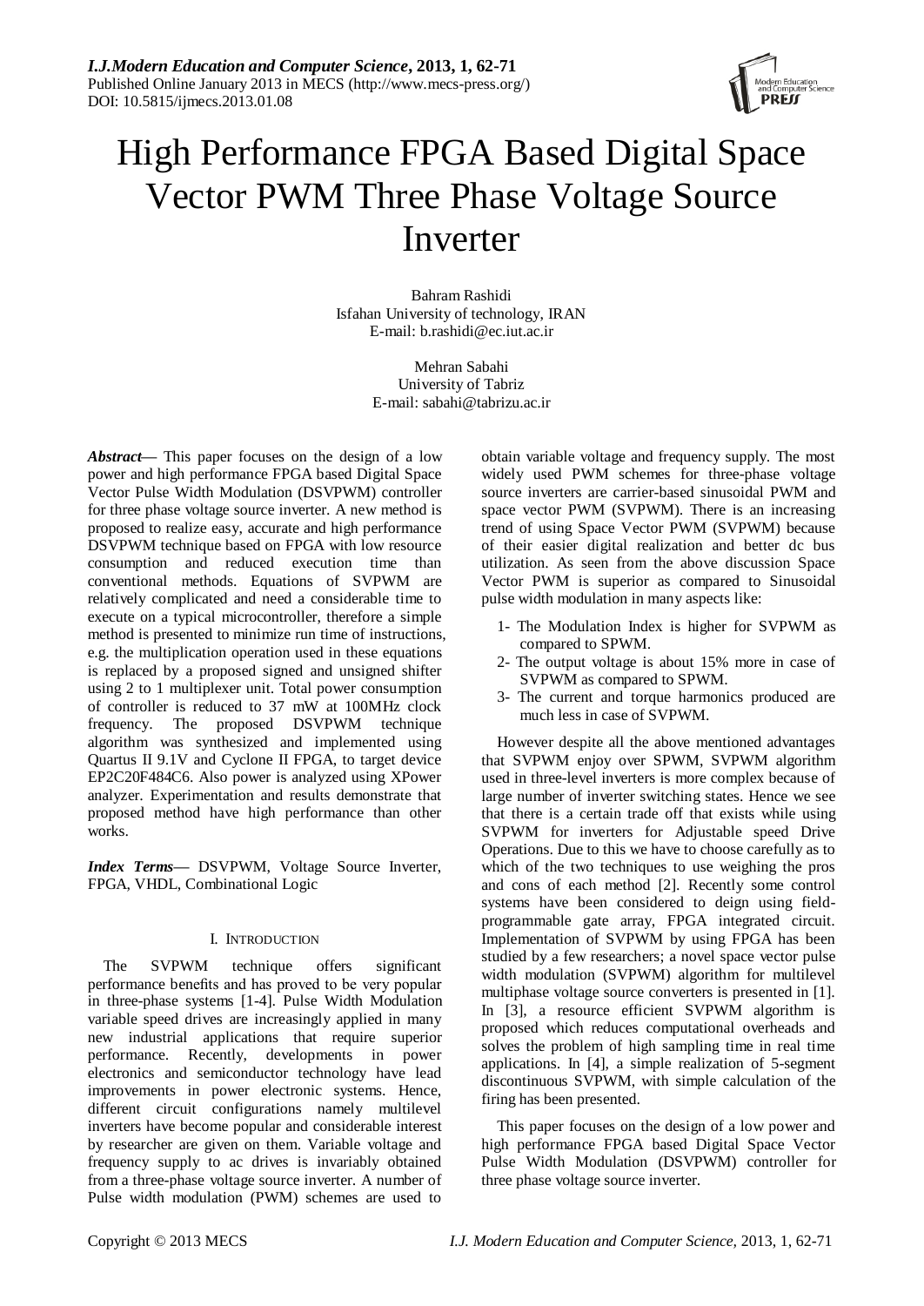# High Performance FPGA Based Digital Space Vector PWM Three Phase Voltage Source Inverter

Bahram Rashidi
Isfahan University of technology, IRAN
E-mail: b.rashidi@ec.iut.ac.ir

Mehran Sabahi
University of Tabriz
E-mail: sabahi@tabrizu.ac.ir

***Abstract*—** This paper focuses on the design of a low power and high performance FPGA based Digital Space Vector Pulse Width Modulation (DSVPWM) controller for three phase voltage source inverter. A new method is proposed to realize easy, accurate and high performance DSVPWM technique based on FPGA with low resource consumption and reduced execution time than conventional methods. Equations of SVPWM are relatively complicated and need a considerable time to execute on a typical microcontroller, therefore a simple method is presented to minimize run time of instructions, e.g. the multiplication operation used in these equations is replaced by a proposed signed and unsigned shifter using 2 to 1 multiplexer unit. Total power consumption of controller is reduced to 37 mW at 100MHz clock frequency. The proposed DSVPWM technique algorithm was synthesized and implemented using Quartus II 9.1V and Cyclone II FPGA, to target device EP2C20F484C6. Also power is analyzed using XPower analyzer. Experimentation and results demonstrate that proposed method have high performance than other works.

***Index Terms*—** DSVPWM, Voltage Source Inverter, FPGA, VHDL, Combinational Logic

## I. Introduction

The SVPWM technique offers significant performance benefits and has proved to be very popular in three-phase systems [1-4]. Pulse Width Modulation variable speed drives are increasingly applied in many new industrial applications that require superior performance. Recently, developments in power electronics and semiconductor technology have lead improvements in power electronic systems. Hence, different circuit configurations namely multilevel inverters have become popular and considerable interest by researcher are given on them. Variable voltage and frequency supply to ac drives is invariably obtained from a three-phase voltage source inverter. A number of Pulse width modulation (PWM) schemes are used to obtain variable voltage and frequency supply. The most widely used PWM schemes for three-phase voltage source inverters are carrier-based sinusoidal PWM and space vector PWM (SVPWM). There is an increasing trend of using Space Vector PWM (SVPWM) because of their easier digital realization and better dc bus utilization. As seen from the above discussion Space Vector PWM is superior as compared to Sinusoidal pulse width modulation in many aspects like:

1- The Modulation Index is higher for SVPWM as compared to SPWM.
2- The output voltage is about 15% more in case of SVPWM as compared to SPWM.
3- The current and torque harmonics produced are much less in case of SVPWM.

However despite all the above mentioned advantages that SVPWM enjoy over SPWM, SVPWM algorithm used in three-level inverters is more complex because of large number of inverter switching states. Hence we see that there is a certain trade off that exists while using SVPWM for inverters for Adjustable speed Drive Operations. Due to this we have to choose carefully as to which of the two techniques to use weighing the pros and cons of each method [2]. Recently some control systems have been considered to deign using field-programmable gate array, FPGA integrated circuit. Implementation of SVPWM by using FPGA has been studied by a few researchers; a novel space vector pulse width modulation (SVPWM) algorithm for multilevel multiphase voltage source converters is presented in [1]. In [3], a resource efficient SVPWM algorithm is proposed which reduces computational overheads and solves the problem of high sampling time in real time applications. In [4], a simple realization of 5-segment discontinuous SVPWM, with simple calculation of the firing has been presented.

This paper focuses on the design of a low power and high performance FPGA based Digital Space Vector Pulse Width Modulation (DSVPWM) controller for three phase voltage source inverter.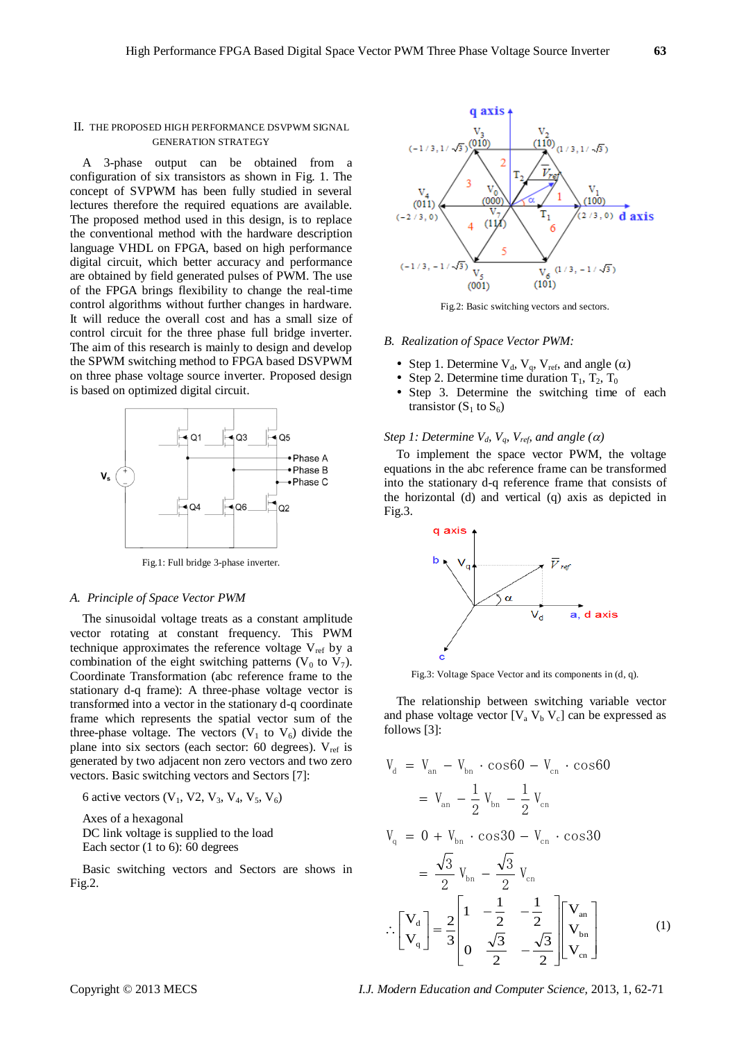## II. THE PROPOSED HIGH PERFORMANCE DSVPWM SIGNAL GENERATION STRATEGY

A 3-phase output can be obtained from a configuration of six transistors as shown in Fig. 1. The concept of SVPWM has been fully studied in several lectures therefore the required equations are available. The proposed method used in this design, is to replace the conventional method with the hardware description language VHDL on FPGA, based on high performance digital circuit, which better accuracy and performance are obtained by field generated pulses of PWM. The use of the FPGA brings flexibility to change the real-time control algorithms without further changes in hardware. It will reduce the overall cost and has a small size of control circuit for the three phase full bridge inverter. The aim of this research is mainly to design and develop the SPWM switching method to FPGA based DSVPWM on three phase voltage source inverter. Proposed design is based on optimized digital circuit.

Fig.1: Full bridge 3-phase inverter.

### A. Principle of Space Vector PWM

The sinusoidal voltage treats as a constant amplitude vector rotating at constant frequency. This PWM technique approximates the reference voltage $V_{ref}$ by a combination of the eight switching patterns ($V_0$ to $V_7$). Coordinate Transformation (abc reference frame to the stationary d-q frame): A three-phase voltage vector is transformed into a vector in the stationary d-q coordinate frame which represents the spatial vector sum of the three-phase voltage. The vectors ($V_1$ to $V_6$) divide the plane into six sectors (each sector: 60 degrees). $V_{ref}$ is generated by two adjacent non zero vectors and two zero vectors. Basic switching vectors and Sectors [7]:

6 active vectors ($V_1$, V2, $V_3$, $V_4$, $V_5$, $V_6$)

Axes of a hexagonal
DC link voltage is supplied to the load
Each sector (1 to 6): 60 degrees

Basic switching vectors and Sectors are shows in Fig.2.

Fig.2: Basic switching vectors and sectors.

### B. Realization of Space Vector PWM:

- Step 1. Determine $V_d$, $V_q$, $V_{ref}$, and angle ($\alpha$)
- Step 2. Determine time duration $T_1$, $T_2$, $T_0$
- Step 3. Determine the switching time of each transistor ($S_1$ to $S_6$)

*Step 1: Determine $V_d$, $V_q$, $V_{ref}$, and angle ($\alpha$)*

To implement the space vector PWM, the voltage equations in the abc reference frame can be transformed into the stationary d-q reference frame that consists of the horizontal (d) and vertical (q) axis as depicted in Fig.3.

Fig.3: Voltage Space Vector and its components in (d, q).

The relationship between switching variable vector and phase voltage vector $[V_a\ V_b\ V_c]$ can be expressed as follows [3]:

$$V_d = V_{an} - V_{bn} \cdot \cos 60 - V_{cn} \cdot \cos 60$$

$$= V_{an} - \frac{1}{2} V_{bn} - \frac{1}{2} V_{cn}$$

$$V_q = 0 + V_{bn} \cdot \cos 30 - V_{cn} \cdot \cos 30$$

$$= \frac{\sqrt{3}}{2} V_{bn} - \frac{\sqrt{3}}{2} V_{cn}$$

$$\therefore \begin{bmatrix} V_d \\ V_q \end{bmatrix} = \frac{2}{3} \begin{bmatrix} 1 & -\frac{1}{2} & -\frac{1}{2} \\ 0 & \frac{\sqrt{3}}{2} & -\frac{\sqrt{3}}{2} \end{bmatrix} \begin{bmatrix} V_{an} \\ V_{bn} \\ V_{cn} \end{bmatrix} \quad (1)$$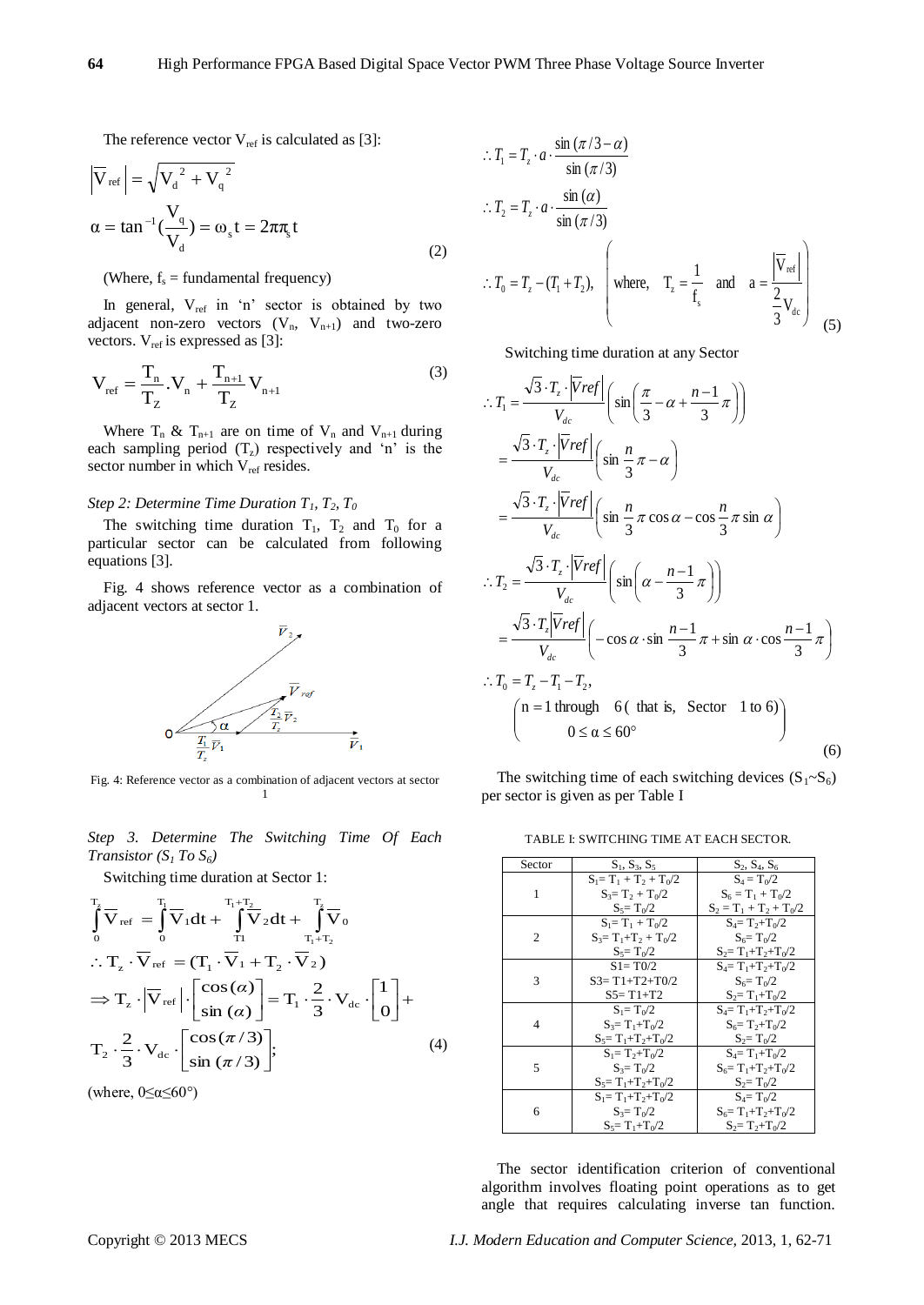The reference vector $V_{ref}$ is calculated as [3]:

$$\left|\overline{V}_{ref}\right| = \sqrt{V_d^{\ 2} + V_q^{\ 2}}$$

$$\alpha = \tan^{-1}\left(\frac{V_q}{V_d}\right) = \omega_s t = 2\pi f_s t \tag{2}$$

(Where, $f_s$ = fundamental frequency)

In general, $V_{ref}$ in 'n' sector is obtained by two adjacent non-zero vectors ($V_n$, $V_{n+1}$) and two-zero vectors. $V_{ref}$ is expressed as [3]:

$$V_{ref} = \frac{T_n}{T_Z} \cdot V_n + \frac{T_{n+1}}{T_Z} V_{n+1} \tag{3}$$

Where $T_n$ & $T_{n+1}$ are on time of $V_n$ and $V_{n+1}$ during each sampling period ($T_z$) respectively and 'n' is the sector number in which $V_{ref}$ resides.

*Step 2: Determine Time Duration $T_1$, $T_2$, $T_0$*

The switching time duration $T_1$, $T_2$ and $T_0$ for a particular sector can be calculated from following equations [3].

Fig. 4 shows reference vector as a combination of adjacent vectors at sector 1.

Fig. 4: Reference vector as a combination of adjacent vectors at sector 1

*Step 3. Determine The Switching Time Of Each Transistor ($S_1$ To $S_6$)*

Switching time duration at Sector 1:

$$\int_0^{T_z} \overline{V}_{ref} = \int_0^{T_1} \overline{V}_1 dt + \int_{T1}^{T_1+T_2} \overline{V}_2 dt + \int_{T_1+T_2}^{T_z} \overline{V}_0$$

$$\therefore T_z \cdot \overline{V}_{ref} = (T_1 \cdot \overline{V}_1 + T_2 \cdot \overline{V}_2)$$

$$\Rightarrow T_z \cdot \left|\overline{V}_{ref}\right| \cdot \begin{bmatrix} \cos(\alpha) \\ \sin(\alpha) \end{bmatrix} = T_1 \cdot \frac{2}{3} \cdot V_{dc} \cdot \begin{bmatrix} 1 \\ 0 \end{bmatrix} + T_2 \cdot \frac{2}{3} \cdot V_{dc} \cdot \begin{bmatrix} \cos(\pi/3) \\ \sin(\pi/3) \end{bmatrix}; \tag{4}$$

(where, $0 \leq \alpha \leq 60°$)

$$\therefore T_1 = T_z \cdot a \cdot \frac{\sin(\pi/3 - \alpha)}{\sin(\pi/3)}$$

$$\therefore T_2 = T_z \cdot a \cdot \frac{\sin(\alpha)}{\sin(\pi/3)}$$

$$\therefore T_0 = T_z - (T_1 + T_2), \quad \left( \text{where,} \quad T_z = \frac{1}{f_s} \quad \text{and} \quad a = \frac{\left|\overline{V}_{ref}\right|}{\frac{2}{3} V_{dc}} \right) \tag{5}$$

Switching time duration at any Sector

$$\therefore T_1 = \frac{\sqrt{3} \cdot T_z \cdot \left|\overline{Vref}\right|}{V_{dc}} \left( \sin\left( \frac{\pi}{3} - \alpha + \frac{n-1}{3}\pi \right) \right)$$

$$= \frac{\sqrt{3} \cdot T_z \cdot \left|\overline{Vref}\right|}{V_{dc}} \left( \sin \frac{n}{3}\pi - \alpha \right)$$

$$= \frac{\sqrt{3} \cdot T_z \cdot \left|\overline{Vref}\right|}{V_{dc}} \left( \sin \frac{n}{3}\pi \cos\alpha - \cos\frac{n}{3}\pi \sin\alpha \right)$$

$$\therefore T_2 = \frac{\sqrt{3} \cdot T_z \cdot \left|\overline{Vref}\right|}{V_{dc}} \left( \sin\left( \alpha - \frac{n-1}{3}\pi \right) \right)$$

$$= \frac{\sqrt{3} \cdot T_z \left|\overline{Vref}\right|}{V_{dc}} \left( -\cos\alpha \cdot \sin\frac{n-1}{3}\pi + \sin\alpha \cdot \cos\frac{n-1}{3}\pi \right)$$

$$\therefore T_0 = T_z - T_1 - T_2, \quad \begin{pmatrix} n = 1 \text{ through } 6 \text{ ( that is, Sector 1 to 6)} \\ 0 \leq \alpha \leq 60° \end{pmatrix} \tag{6}$$

The switching time of each switching devices ($S_1$~$S_6$) per sector is given as per Table I

TABLE I: SWITCHING TIME AT EACH SECTOR.

| Sector | $S_1$, $S_3$, $S_5$ | $S_2$, $S_4$, $S_6$ |
|---|---|---|
| 1 | $S_1 = T_1 + T_2 + T_0/2$<br>$S_3 = T_2 + T_0/2$<br>$S_5 = T_0/2$ | $S_4 = T_0/2$<br>$S_6 = T_1 + T_0/2$<br>$S_2 = T_1 + T_2 + T_0/2$ |
| 2 | $S_1 = T_1 + T_0/2$<br>$S_3 = T_1+T_2 + T_0/2$<br>$S_5 = T_0/2$ | $S_4 = T_2+T_0/2$<br>$S_6 = T_0/2$<br>$S_2 = T_1+T_2+T_0/2$ |
| 3 | $S1 = T0/2$<br>$S3 = T1+T2+T0/2$<br>$S5 = T1+T2$ | $S_4 = T_1+T_2+T_0/2$<br>$S_6 = T_0/2$<br>$S_2 = T_1+T_0/2$ |
| 4 | $S_1 = T_0/2$<br>$S_3 = T_1+T_0/2$<br>$S_5 = T_1+T_2+T_0/2$ | $S_4 = T_1+T_2+T_0/2$<br>$S_6 = T_2+T_0/2$<br>$S_2 = T_0/2$ |
| 5 | $S_1 = T_2+T_0/2$<br>$S_3 = T_0/2$<br>$S_5 = T_1+T_2+T_0/2$ | $S_4 = T_1+T_0/2$<br>$S_6 = T_1+T_2+T_0/2$<br>$S_2 = T_0/2$ |
| 6 | $S_1 = T_1+T_2+T_0/2$<br>$S_3 = T_0/2$<br>$S_5 = T_1+T_0/2$ | $S_4 = T_0/2$<br>$S_6 = T_1+T_2+T_0/2$<br>$S_2 = T_2+T_0/2$ |

The sector identification criterion of conventional algorithm involves floating point operations as to get angle that requires calculating inverse tan function.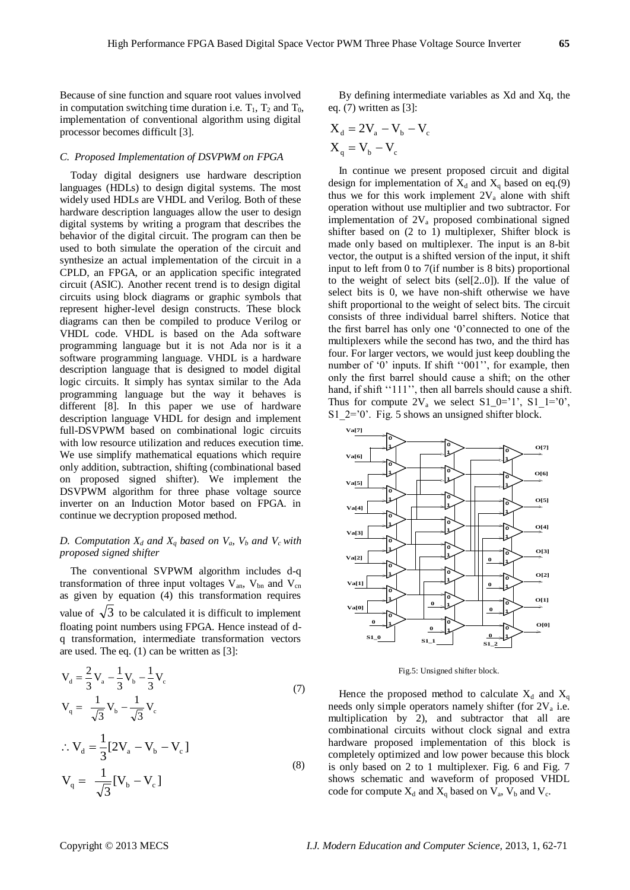Because of sine function and square root values involved in computation switching time duration i.e. $T_1$, $T_2$ and $T_0$, implementation of conventional algorithm using digital processor becomes difficult [3].

### *C. Proposed Implementation of DSVPWM on FPGA*

Today digital designers use hardware description languages (HDLs) to design digital systems. The most widely used HDLs are VHDL and Verilog. Both of these hardware description languages allow the user to design digital systems by writing a program that describes the behavior of the digital circuit. The program can then be used to both simulate the operation of the circuit and synthesize an actual implementation of the circuit in a CPLD, an FPGA, or an application specific integrated circuit (ASIC). Another recent trend is to design digital circuits using block diagrams or graphic symbols that represent higher-level design constructs. These block diagrams can then be compiled to produce Verilog or VHDL code. VHDL is based on the Ada software programming language but it is not Ada nor is it a software programming language. VHDL is a hardware description language that is designed to model digital logic circuits. It simply has syntax similar to the Ada programming language but the way it behaves is different [8]. In this paper we use of hardware description language VHDL for design and implement full-DSVPWM based on combinational logic circuits with low resource utilization and reduces execution time. We use simplify mathematical equations which require only addition, subtraction, shifting (combinational based on proposed signed shifter). We implement the DSVPWM algorithm for three phase voltage source inverter on an Induction Motor based on FPGA. in continue we decryption proposed method.

### *D. Computation $X_d$ and $X_q$ based on $V_a$, $V_b$ and $V_c$ with proposed signed shifter*

The conventional SVPWM algorithm includes d-q transformation of three input voltages $V_{an}$, $V_{bn}$ and $V_{cn}$ as given by equation (4) this transformation requires value of $\sqrt{3}$ to be calculated it is difficult to implement floating point numbers using FPGA. Hence instead of d-q transformation, intermediate transformation vectors are used. The eq. (1) can be written as [3]:

$$V_d = \frac{2}{3}V_a - \frac{1}{3}V_b - \frac{1}{3}V_c$$
$$V_q = \frac{1}{\sqrt{3}}V_b - \frac{1}{\sqrt{3}}V_c \tag{7}$$

$$\therefore V_d = \frac{1}{3}[2V_a - V_b - V_c]$$
$$V_q = \frac{1}{\sqrt{3}}[V_b - V_c] \tag{8}$$

By defining intermediate variables as Xd and Xq, the eq. (7) written as [3]:

$$X_d = 2V_a - V_b - V_c$$
$$X_q = V_b - V_c$$

In continue we present proposed circuit and digital design for implementation of $X_d$ and $X_q$ based on eq.(9) thus we for this work implement $2V_a$ alone with shift operation without use multiplier and two subtractor. For implementation of $2V_a$ proposed combinational signed shifter based on (2 to 1) multiplexer, Shifter block is made only based on multiplexer. The input is an 8-bit vector, the output is a shifted version of the input, it shift input to left from 0 to 7(if number is 8 bits) proportional to the weight of select bits (sel[2..0]). If the value of select bits is 0, we have non-shift otherwise we have shift proportional to the weight of select bits. The circuit consists of three individual barrel shifters. Notice that the first barrel has only one '0'connected to one of the multiplexers while the second has two, and the third has four. For larger vectors, we would just keep doubling the number of '0' inputs. If shift ''001'', for example, then only the first barrel should cause a shift; on the other hand, if shift ''111'', then all barrels should cause a shift. Thus for compute $2V_a$ we select S1_0='1', S1_1='0', S1_2='0'. Fig. 5 shows an unsigned shifter block.

Fig.5: Unsigned shifter block.

Hence the proposed method to calculate $X_d$ and $X_q$ needs only simple operators namely shifter (for $2V_a$ i.e. multiplication by 2), and subtractor that all are combinational circuits without clock signal and extra hardware proposed implementation of this block is completely optimized and low power because this block is only based on 2 to 1 multiplexer. Fig. 6 and Fig. 7 shows schematic and waveform of proposed VHDL code for compute $X_d$ and $X_q$ based on $V_a$, $V_b$ and $V_c$.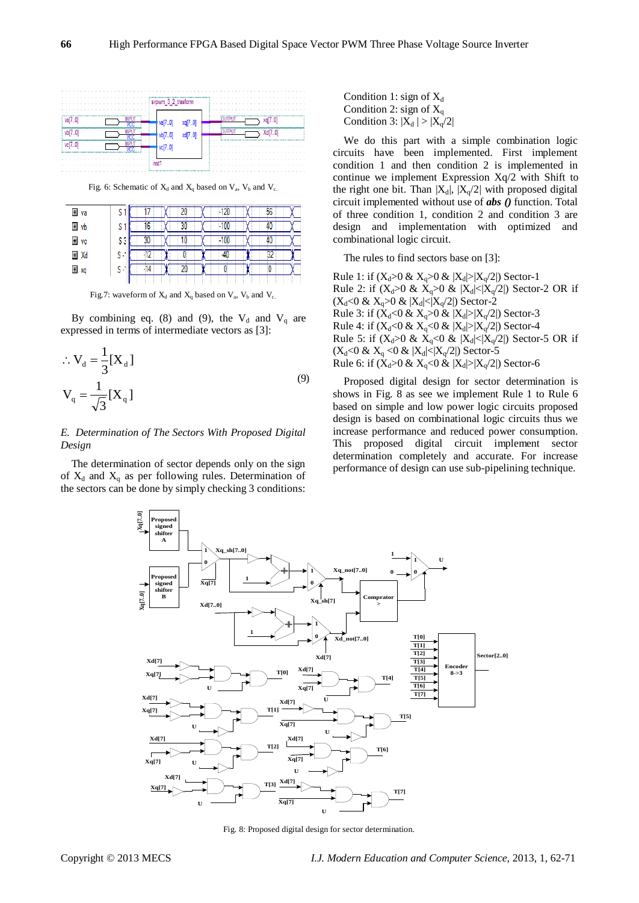Fig. 6: Schematic of $X_d$ and $X_q$ based on $V_a$, $V_b$ and $V_c$.

Fig.7: waveform of $X_d$ and $X_q$ based on $V_a$, $V_b$ and $V_c$.

By combining eq. (8) and (9), the $V_d$ and $V_q$ are expressed in terms of intermediate vectors as [3]:

$$\therefore V_d = \frac{1}{3}[X_d]$$

$$V_q = \frac{1}{\sqrt{3}}[X_q] \tag{9}$$

### *E. Determination of The Sectors With Proposed Digital Design*

The determination of sector depends only on the sign of $X_d$ and $X_q$ as per following rules. Determination of the sectors can be done by simply checking 3 conditions:

Condition 1: sign of $X_d$
Condition 2: sign of $X_q$
Condition 3: $|X_d| > |X_q/2|$

We do this part with a simple combination logic circuits have been implemented. First implement condition 1 and then condition 2 is implemented in continue we implement Expression Xq/2 with Shift to the right one bit. Than $|X_d|$, $|X_q/2|$ with proposed digital circuit implemented without use of ***abs ()*** function. Total of three condition 1, condition 2 and condition 3 are design and implementation with optimized and combinational logic circuit.

The rules to find sectors base on [3]:

Rule 1: if ($X_d$>0 & $X_q$>0 & $|X_d|$>$|X_q/2|$) Sector-1
Rule 2: if ($X_d$>0 & $X_q$>0 & $|X_d|$<$|X_q/2|$) Sector-2 OR if ($X_d$<0 & $X_q$>0 & $|X_d|$<$|X_q/2|$) Sector-2
Rule 3: if ($X_d$<0 & $X_q$>0 & $|X_d|$>$|X_q/2|$) Sector-3
Rule 4: if ($X_d$<0 & $X_q$<0 & $|X_d|$>$|X_q/2|$) Sector-4
Rule 5: if ($X_d$>0 & $X_q$<0 & $|X_d|$<$|X_q/2|$) Sector-5 OR if ($X_d$<0 & $X_q$ <0 & $|X_d|$<$|X_q/2|$) Sector-5
Rule 6: if ($X_d$>0 & $X_q$<0 & $|X_d|$>$|X_q/2|$) Sector-6

Proposed digital design for sector determination is shows in Fig. 8 as see we implement Rule 1 to Rule 6 based on simple and low power logic circuits proposed design is based on combinational logic circuits thus we increase performance and reduced power consumption. This proposed digital circuit implement sector determination completely and accurate. For increase performance of design can use sub-pipelining technique.

Fig. 8: Proposed digital design for sector determination.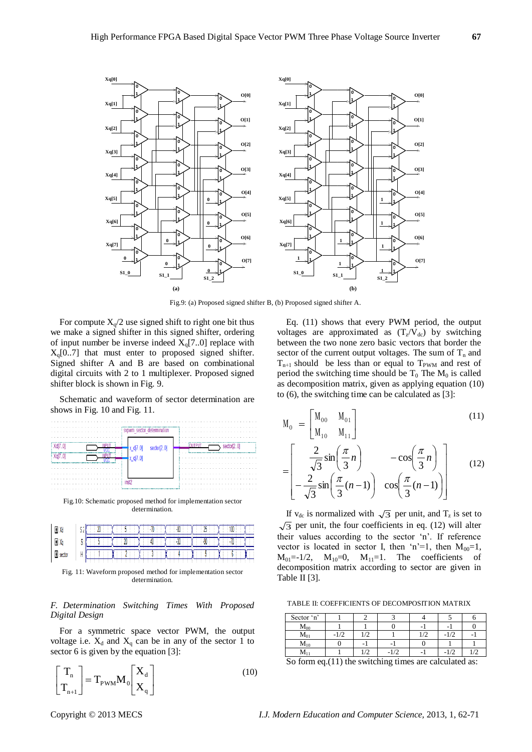Fig.9: (a) Proposed signed shifter B, (b) Proposed signed shifter A.

For compute $X_q/2$ use signed shift to right one bit thus we make a signed shifter in this signed shifter, ordering of input number be inverse indeed $X_q[7..0]$ replace with $X_q[0..7]$ that must enter to proposed signed shifter. Signed shifter A and B are based on combinational digital circuits with 2 to 1 multiplexer. Proposed signed shifter block is shown in Fig. 9.

Schematic and waveform of sector determination are shows in Fig. 10 and Fig. 11.

Fig.10: Schematic proposed method for implementation sector determination.

Fig. 11: Waveform proposed method for implementation sector determination.

### *F. Determination Switching Times With Proposed Digital Design*

For a symmetric space vector PWM, the output voltage i.e. $X_d$ and $X_q$ can be in any of the sector 1 to sector 6 is given by the equation [3]:

$$\begin{bmatrix} T_n \\ T_{n+1} \end{bmatrix} = T_{PWM} M_0 \begin{bmatrix} X_d \\ X_q \end{bmatrix} \tag{10}$$

Eq. (11) shows that every PWM period, the output voltages are approximated as $(T_z/V_{dc})$ by switching between the two none zero basic vectors that border the sector of the current output voltages. The sum of $T_n$ and $T_{n+1}$ should be less than or equal to $T_{PWM}$ and rest of period the switching time should be $T_0$ The $M_0$ is called as decomposition matrix, given as applying equation (10) to (6), the switching time can be calculated as [3]:

$$M_0 = \begin{bmatrix} M_{00} & M_{01} \\ M_{10} & M_{11} \end{bmatrix} \tag{11}$$

$$= \begin{bmatrix} \frac{2}{\sqrt{3}} \sin\left(\frac{\pi}{3} n\right) & -\cos\left(\frac{\pi}{3} n\right) \\ -\frac{2}{\sqrt{3}} \sin\left(\frac{\pi}{3}(n-1)\right) & \cos\left(\frac{\pi}{3}(n-1)\right) \end{bmatrix} \tag{12}$$

If $v_{dc}$ is normalized with $\sqrt{3}$ per unit, and $T_z$ is set to $\sqrt{3}$ per unit, the four coefficients in eq. (12) will alter their values according to the sector 'n'. If reference vector is located in sector I, then 'n'=1, then $M_{00}$=1, $M_{01}$=-1/2, $M_{10}$=0, $M_{11}$=1. The coefficients of decomposition matrix according to sector are given in Table II [3].

TABLE II: COEFFICIENTS OF DECOMPOSITION MATRIX

| Sector 'n' | 1 | 2 | 3 | 4 | 5 | 6 |
|---|---|---|---|---|---|---|
| $M_{00}$ | 1 | 1 | 0 | -1 | -1 | 0 |
| $M_{01}$ | -1/2 | 1/2 | 1 | 1/2 | -1/2 | -1 |
| $M_{10}$ | 0 | -1 | -1 | 0 | 1 | 1 |
| $M_{11}$ | 1 | 1/2 | -1/2 | -1 | -1/2 | 1/2 |

So form eq.(11) the switching times are calculated as: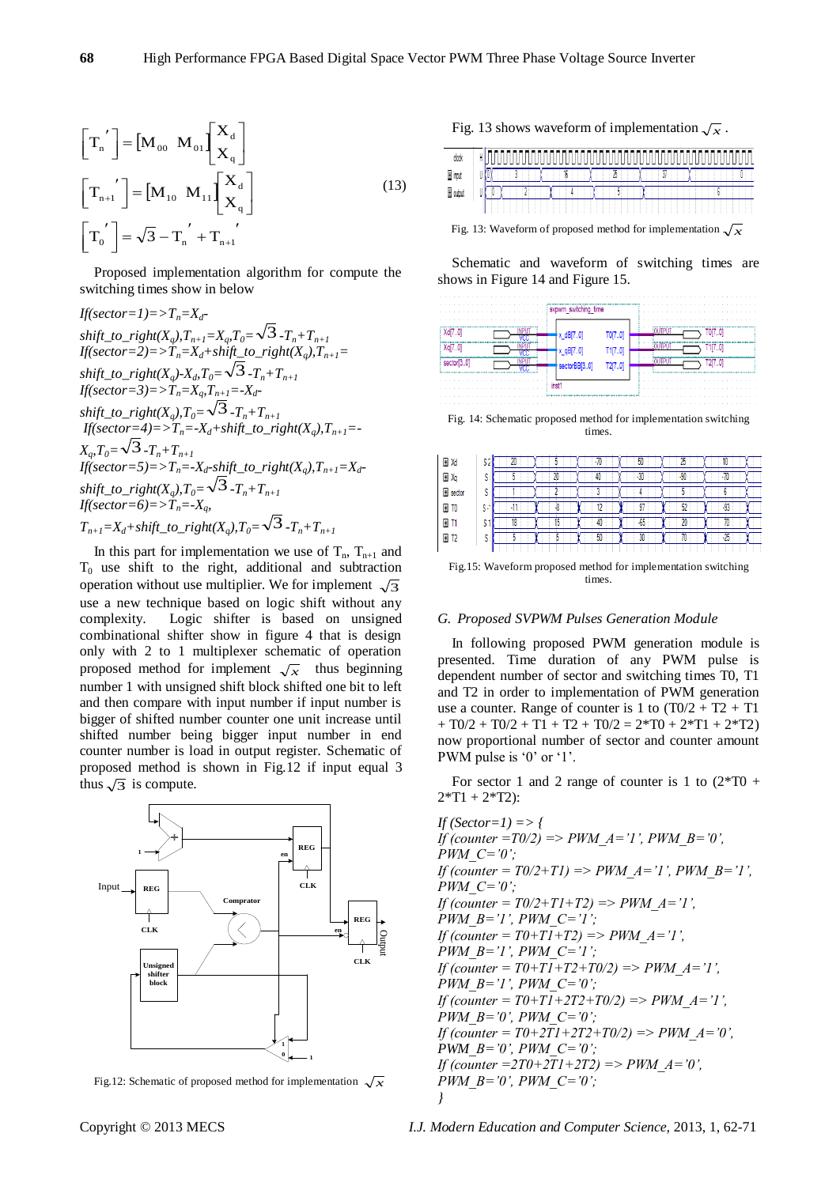$$\begin{bmatrix} T_n{}' \end{bmatrix} = \begin{bmatrix} M_{00} & M_{01} \end{bmatrix} \begin{bmatrix} X_d \\ X_q \end{bmatrix}$$

$$\begin{bmatrix} T_{n+1}{}' \end{bmatrix} = \begin{bmatrix} M_{10} & M_{11} \end{bmatrix} \begin{bmatrix} X_d \\ X_q \end{bmatrix} \quad (13)$$

$$\begin{bmatrix} T_0{}' \end{bmatrix} = \sqrt{3} - T_n{}' + T_{n+1}{}'$$

Proposed implementation algorithm for compute the switching times show in below

*If(sector=1)=>$T_n$=$X_d$-shift_to_right($X_q$),$T_{n+1}$=$X_q$,$T_0$=$\sqrt{3}$-$T_n$+$T_{n+1}$*
*If(sector=2)=>$T_n$=$X_d$+shift_to_right($X_q$),$T_{n+1}$=shift_to_right($X_q$)-$X_d$,$T_0$=$\sqrt{3}$-$T_n$+$T_{n+1}$*
*If(sector=3)=>$T_n$=$X_q$,$T_{n+1}$=-$X_d$-shift_to_right($X_q$),$T_0$=$\sqrt{3}$-$T_n$+$T_{n+1}$*
*If(sector=4)=>$T_n$=-$X_d$+shift_to_right($X_q$),$T_{n+1}$=-$X_q$,$T_0$=$\sqrt{3}$-$T_n$+$T_{n+1}$*
*If(sector=5)=>$T_n$=-$X_d$-shift_to_right($X_q$),$T_{n+1}$=$X_d$-shift_to_right($X_q$),$T_0$=$\sqrt{3}$-$T_n$+$T_{n+1}$*
*If(sector=6)=>$T_n$=-$X_q$,*
*$T_{n+1}$=$X_d$+shift_to_right($X_q$),$T_0$=$\sqrt{3}$-$T_n$+$T_{n+1}$*

In this part for implementation we use of $T_n$, $T_{n+1}$ and $T_0$ use shift to the right, additional and subtraction operation without use multiplier. We for implement $\sqrt{3}$ use a new technique based on logic shift without any complexity. Logic shifter is based on unsigned combinational shifter show in figure 4 that is design only with 2 to 1 multiplexer schematic of operation proposed method for implement $\sqrt{x}$ thus beginning number 1 with unsigned shift block shifted one bit to left and then compare with input number if input number is bigger of shifted number counter one unit increase until shifted number being bigger input number in end counter number is load in output register. Schematic of proposed method is shown in Fig.12 if input equal 3 thus $\sqrt{3}$ is compute.

Fig.12: Schematic of proposed method for implementation $\sqrt{x}$

Fig. 13 shows waveform of implementation $\sqrt{x}$.

Fig. 13: Waveform of proposed method for implementation $\sqrt{x}$

Schematic and waveform of switching times are shows in Figure 14 and Figure 15.

Fig. 14: Schematic proposed method for implementation switching times.

Fig.15: Waveform proposed method for implementation switching times.

### G. Proposed SVPWM Pulses Generation Module

In following proposed PWM generation module is presented. Time duration of any PWM pulse is dependent number of sector and switching times T0, T1 and T2 in order to implementation of PWM generation use a counter. Range of counter is 1 to (T0/2 + T2 + T1 + T0/2 + T0/2 + T1 + T2 + T0/2 = 2\*T0 + 2\*T1 + 2\*T2) now proportional number of sector and counter amount PWM pulse is '0' or '1'.

For sector 1 and 2 range of counter is 1 to (2\*T0 + 2\*T1 + 2\*T2):

*If (Sector=1) => {*
*If (counter =T0/2) => PWM_A='1', PWM_B='0', PWM_C='0';*
*If (counter = T0/2+T1) => PWM_A='1', PWM_B='1', PWM_C='0';*
*If (counter = T0/2+T1+T2) => PWM_A='1', PWM_B='1', PWM_C='1';*
*If (counter = T0+T1+T2) => PWM_A='1', PWM_B='1', PWM_C='1';*
*If (counter = T0+T1+T2+T0/2) => PWM_A='1', PWM_B='1', PWM_C='0';*
*If (counter = T0+T1+2T2+T0/2) => PWM_A='1', PWM_B='0', PWM_C='0';*
*If (counter = T0+2T1+2T2+T0/2) => PWM_A='0', PWM_B='0', PWM_C='0';*
*If (counter =2T0+2T1+2T2) => PWM_A='0', PWM_B='0', PWM_C='0';*
*}*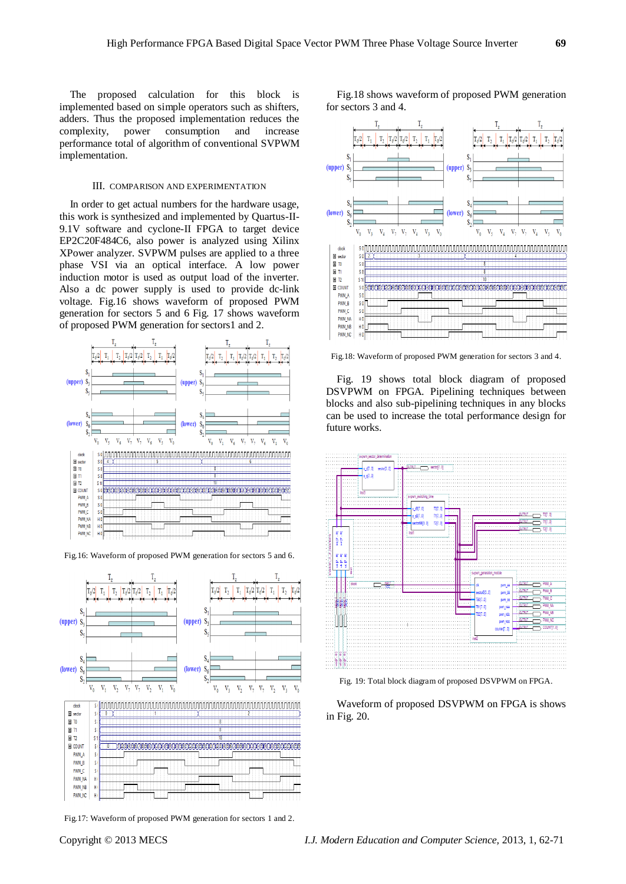The proposed calculation for this block is implemented based on simple operators such as shifters, adders. Thus the proposed implementation reduces the complexity, power consumption and increase performance total of algorithm of conventional SVPWM implementation.

## III. Comparison and Experimentation

In order to get actual numbers for the hardware usage, this work is synthesized and implemented by Quartus-II-9.1V software and cyclone-II FPGA to target device EP2C20F484C6, also power is analyzed using Xilinx XPower analyzer. SVPWM pulses are applied to a three phase VSI via an optical interface. A low power induction motor is used as output load of the inverter. Also a dc power supply is used to provide dc-link voltage. Fig.16 shows waveform of proposed PWM generation for sectors 5 and 6 Fig. 17 shows waveform of proposed PWM generation for sectors1 and 2.

Fig.16: Waveform of proposed PWM generation for sectors 5 and 6.

Fig.17: Waveform of proposed PWM generation for sectors 1 and 2.

Fig.18 shows waveform of proposed PWM generation for sectors 3 and 4.

Fig.18: Waveform of proposed PWM generation for sectors 3 and 4.

Fig. 19 shows total block diagram of proposed DSVPWM on FPGA. Pipelining techniques between blocks and also sub-pipelining techniques in any blocks can be used to increase the total performance design for future works.

Fig. 19: Total block diagram of proposed DSVPWM on FPGA.

Waveform of proposed DSVPWM on FPGA is shows in Fig. 20.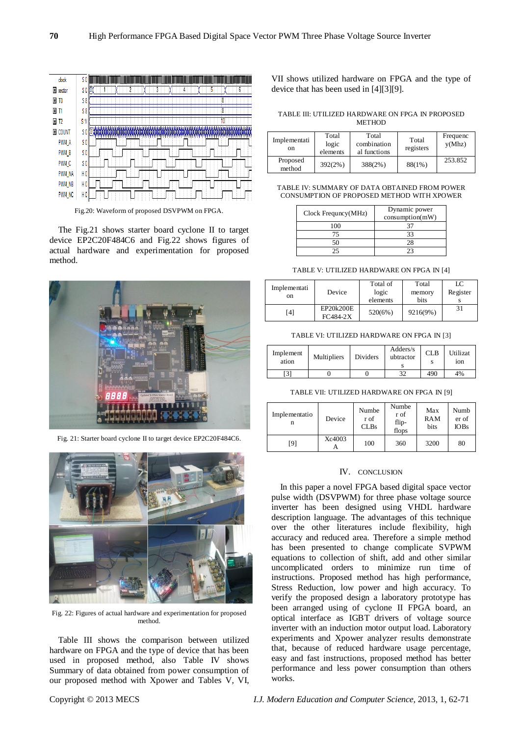Fig.20: Waveform of proposed DSVPWM on FPGA.

The Fig.21 shows starter board cyclone II to target device EP2C20F484C6 and Fig.22 shows figures of actual hardware and experimentation for proposed method.

Fig. 21: Starter board cyclone II to target device EP2C20F484C6.

Fig. 22: Figures of actual hardware and experimentation for proposed method.

Table III shows the comparison between utilized hardware on FPGA and the type of device that has been used in proposed method, also Table IV shows Summary of data obtained from power consumption of our proposed method with Xpower and Tables V, VI, VII shows utilized hardware on FPGA and the type of device that has been used in [4][3][9].

TABLE III: UTILIZED HARDWARE ON FPGA IN PROPOSED METHOD

| Implementation | Total logic elements | Total combinational functions | Total registers | Frequency(Mhz) |
|---|---|---|---|---|
| Proposed method | 392(2%) | 388(2%) | 88(1%) | 253.852 |

TABLE IV: SUMMARY OF DATA OBTAINED FROM POWER CONSUMPTION OF PROPOSED METHOD WITH XPOWER

| Clock Frequncy(MHz) | Dynamic power consumption(mW) |
|---|---|
| 100 | 37 |
| 75 | 33 |
| 50 | 28 |
| 25 | 23 |

TABLE V: UTILIZED HARDWARE ON FPGA IN [4]

| Implementation | Device | Total of logic elements | Total memory bits | LC Registers |
|---|---|---|---|---|
| [4] | EP20k200E FC484-2X | 520(6%) | 9216(9%) | 31 |

TABLE VI: UTILIZED HARDWARE ON FPGA IN [3]

| Implementation | Multipliers | Dividers | Adders/subtractors | CLBs | Utilization |
|---|---|---|---|---|---|
| [3] | 0 | 0 | 32 | 490 | 4% |

TABLE VII: UTILIZED HARDWARE ON FPGA IN [9]

| Implementation | Device | Number of CLBs | Number of flip-flops | Max RAM bits | Number of IOBs |
|---|---|---|---|---|---|
| [9] | Xc4003 A | 100 | 360 | 3200 | 80 |

## IV. CONCLUSION

In this paper a novel FPGA based digital space vector pulse width (DSVPWM) for three phase voltage source inverter has been designed using VHDL hardware description language. The advantages of this technique over the other literatures include flexibility, high accuracy and reduced area. Therefore a simple method has been presented to change complicate SVPWM equations to collection of shift, add and other similar uncomplicated orders to minimize run time of instructions. Proposed method has high performance, Stress Reduction, low power and high accuracy. To verify the proposed design a laboratory prototype has been arranged using of cyclone II FPGA board, an optical interface as IGBT drivers of voltage source inverter with an induction motor output load. Laboratory experiments and Xpower analyzer results demonstrate that, because of reduced hardware usage percentage, easy and fast instructions, proposed method has better performance and less power consumption than others works.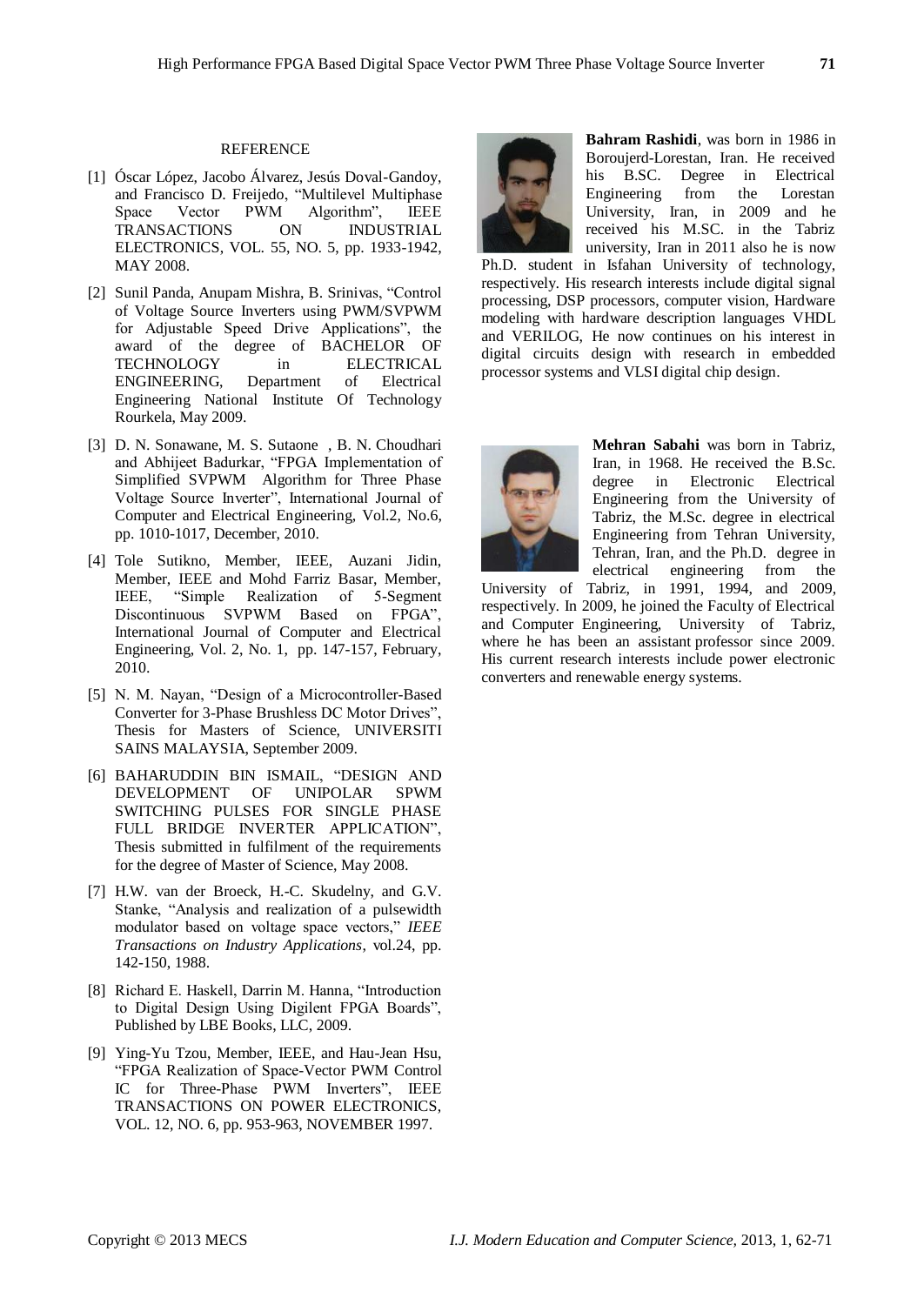## REFERENCE

[1] Óscar López, Jacobo Álvarez, Jesús Doval-Gandoy, and Francisco D. Freijedo, "Multilevel Multiphase Space Vector PWM Algorithm", IEEE TRANSACTIONS ON INDUSTRIAL ELECTRONICS, VOL. 55, NO. 5, pp. 1933-1942, MAY 2008.

[2] Sunil Panda, Anupam Mishra, B. Srinivas, "Control of Voltage Source Inverters using PWM/SVPWM for Adjustable Speed Drive Applications", the award of the degree of BACHELOR OF TECHNOLOGY in ELECTRICAL ENGINEERING, Department of Electrical Engineering National Institute Of Technology Rourkela, May 2009.

[3] D. N. Sonawane, M. S. Sutaone , B. N. Choudhari and Abhijeet Badurkar, "FPGA Implementation of Simplified SVPWM Algorithm for Three Phase Voltage Source Inverter", International Journal of Computer and Electrical Engineering, Vol.2, No.6, pp. 1010-1017, December, 2010.

[4] Tole Sutikno, Member, IEEE, Auzani Jidin, Member, IEEE and Mohd Farriz Basar, Member, IEEE, "Simple Realization of 5-Segment Discontinuous SVPWM Based on FPGA", International Journal of Computer and Electrical Engineering, Vol. 2, No. 1, pp. 147-157, February, 2010.

[5] N. M. Nayan, "Design of a Microcontroller-Based Converter for 3-Phase Brushless DC Motor Drives", Thesis for Masters of Science, UNIVERSITI SAINS MALAYSIA, September 2009.

[6] BAHARUDDIN BIN ISMAIL, "DESIGN AND DEVELOPMENT OF UNIPOLAR SPWM SWITCHING PULSES FOR SINGLE PHASE FULL BRIDGE INVERTER APPLICATION", Thesis submitted in fulfilment of the requirements for the degree of Master of Science, May 2008.

[7] H.W. van der Broeck, H.-C. Skudelny, and G.V. Stanke, "Analysis and realization of a pulsewidth modulator based on voltage space vectors," *IEEE Transactions on Industry Applications*, vol.24, pp. 142-150, 1988.

[8] Richard E. Haskell, Darrin M. Hanna, "Introduction to Digital Design Using Digilent FPGA Boards", Published by LBE Books, LLC, 2009.

[9] Ying-Yu Tzou, Member, IEEE, and Hau-Jean Hsu, "FPGA Realization of Space-Vector PWM Control IC for Three-Phase PWM Inverters", IEEE TRANSACTIONS ON POWER ELECTRONICS, VOL. 12, NO. 6, pp. 953-963, NOVEMBER 1997.

**Bahram Rashidi**, was born in 1986 in Boroujerd-Lorestan, Iran. He received his B.SC. Degree in Electrical Engineering from the Lorestan University, Iran, in 2009 and he received his M.SC. in the Tabriz university, Iran in 2011 also he is now Ph.D. student in Isfahan University of technology, respectively. His research interests include digital signal processing, DSP processors, computer vision, Hardware modeling with hardware description languages VHDL and VERILOG, He now continues on his interest in digital circuits design with research in embedded processor systems and VLSI digital chip design.

**Mehran Sabahi** was born in Tabriz, Iran, in 1968. He received the B.Sc. degree in Electronic Electrical Engineering from the University of Tabriz, the M.Sc. degree in electrical Engineering from Tehran University, Tehran, Iran, and the Ph.D. degree in electrical engineering from the University of Tabriz, in 1991, 1994, and 2009, respectively. In 2009, he joined the Faculty of Electrical and Computer Engineering, University of Tabriz, where he has been an assistant professor since 2009. His current research interests include power electronic converters and renewable energy systems.